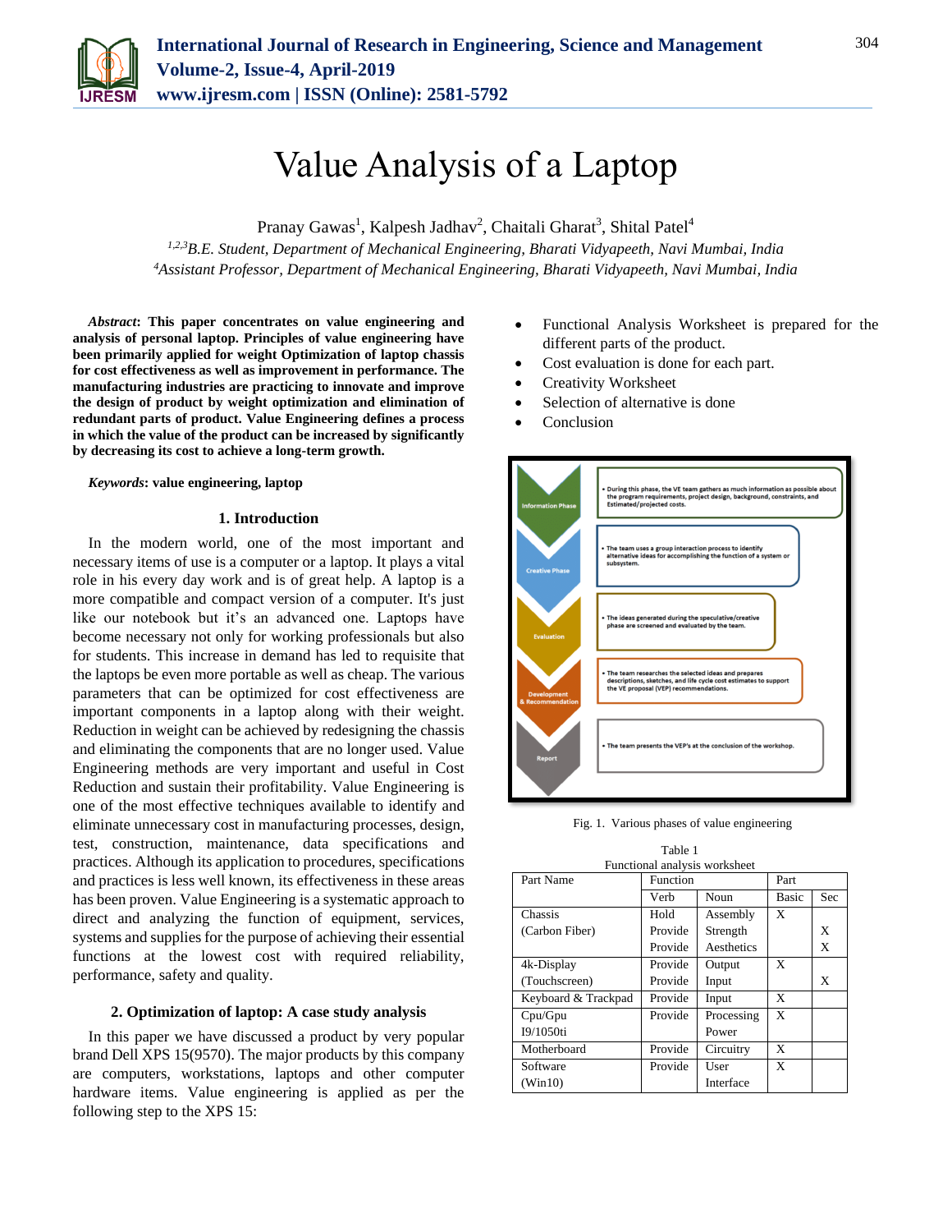# Value Analysis of a Laptop

Pranay Gawas[1], Kalpesh Jadhav[2], Chaitali Gharat[3], Shital Patel[4]

*[1,2,3]B.E. Student, Department of Mechanical Engineering, Bharati Vidyapeeth, Navi Mumbai, India*
*[4]Assistant Professor, Department of Mechanical Engineering, Bharati Vidyapeeth, Navi Mumbai, India*

***Abstract*: This paper concentrates on value engineering and analysis of personal laptop. Principles of value engineering have been primarily applied for weight Optimization of laptop chassis for cost effectiveness as well as improvement in performance. The manufacturing industries are practicing to innovate and improve the design of product by weight optimization and elimination of redundant parts of product. Value Engineering defines a process in which the value of the product can be increased by significantly by decreasing its cost to achieve a long-term growth.**

***Keywords*: value engineering, laptop**

## 1. Introduction

In the modern world, one of the most important and necessary items of use is a computer or a laptop. It plays a vital role in his every day work and is of great help. A laptop is a more compatible and compact version of a computer. It's just like our notebook but it's an advanced one. Laptops have become necessary not only for working professionals but also for students. This increase in demand has led to requisite that the laptops be even more portable as well as cheap. The various parameters that can be optimized for cost effectiveness are important components in a laptop along with their weight. Reduction in weight can be achieved by redesigning the chassis and eliminating the components that are no longer used. Value Engineering methods are very important and useful in Cost Reduction and sustain their profitability. Value Engineering is one of the most effective techniques available to identify and eliminate unnecessary cost in manufacturing processes, design, test, construction, maintenance, data specifications and practices. Although its application to procedures, specifications and practices is less well known, its effectiveness in these areas has been proven. Value Engineering is a systematic approach to direct and analyzing the function of equipment, services, systems and supplies for the purpose of achieving their essential functions at the lowest cost with required reliability, performance, safety and quality.

## 2. Optimization of laptop: A case study analysis

In this paper we have discussed a product by very popular brand Dell XPS 15(9570). The major products by this company are computers, workstations, laptops and other computer hardware items. Value engineering is applied as per the following step to the XPS 15:

- Functional Analysis Worksheet is prepared for the different parts of the product.
- Cost evaluation is done for each part.
- Creativity Worksheet
- Selection of alternative is done
- Conclusion

| Phase | Description |
|---|---|
| Information Phase | During this phase, the VE team gathers as much information as possible about the program requirements, project design, background, constraints, and Estimated/projected costs. |
| Creative Phase | The team uses a group interaction process to identify alternative ideas for accomplishing the function of a system or subsystem. |
| Evaluation | The ideas generated during the speculative/creative phase are screened and evaluated by the team. |
| Development & Recommendation | The team researches the selected ideas and prepares descriptions, sketches, and life cycle cost estimates to support the VE proposal (VEP) recommendations. |
| Report | The team presents the VEP's at the conclusion of the workshop. |

Fig. 1. Various phases of value engineering

Table 1
Functional analysis worksheet

| Part Name | Function | | Part | |
|---|---|---|---|---|
| | Verb | Noun | Basic | Sec |
| Chassis (Carbon Fiber) | Hold | Assembly | X | |
| | Provide | Strength | | X |
| | Provide | Aesthetics | | X |
| 4k-Display (Touchscreen) | Provide | Output | X | |
| | Provide | Input | | X |
| Keyboard & Trackpad | Provide | Input | X | |
| Cpu/Gpu I9/1050ti | Provide | Processing Power | X | |
| Motherboard | Provide | Circuitry | X | |
| Software (Win10) | Provide | User Interface | X | |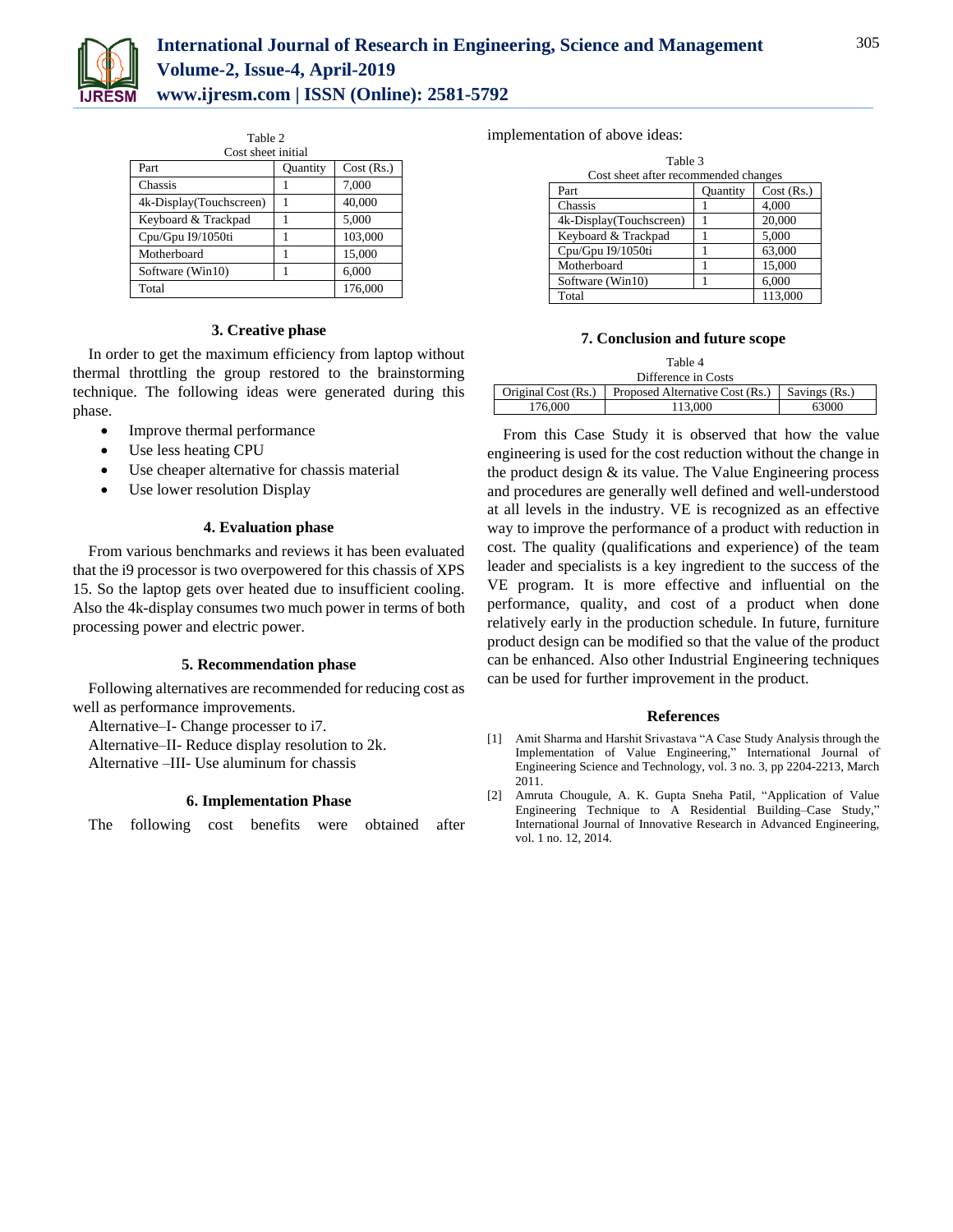Table 2

Cost sheet initial

| Part | Quantity | Cost (Rs.) |
|---|---|---|
| Chassis | 1 | 7,000 |
| 4k-Display(Touchscreen) | 1 | 40,000 |
| Keyboard & Trackpad | 1 | 5,000 |
| Cpu/Gpu I9/1050ti | 1 | 103,000 |
| Motherboard | 1 | 15,000 |
| Software (Win10) | 1 | 6,000 |
| Total | | 176,000 |

### 3. Creative phase

In order to get the maximum efficiency from laptop without thermal throttling the group restored to the brainstorming technique. The following ideas were generated during this phase.

- Improve thermal performance
- Use less heating CPU
- Use cheaper alternative for chassis material
- Use lower resolution Display

### 4. Evaluation phase

From various benchmarks and reviews it has been evaluated that the i9 processor is two overpowered for this chassis of XPS 15. So the laptop gets over heated due to insufficient cooling. Also the 4k-display consumes two much power in terms of both processing power and electric power.

### 5. Recommendation phase

Following alternatives are recommended for reducing cost as well as performance improvements.

Alternative–I- Change processer to i7.

Alternative–II- Reduce display resolution to 2k.

Alternative –III- Use aluminum for chassis

### 6. Implementation Phase

The following cost benefits were obtained after implementation of above ideas:

Table 3

Cost sheet after recommended changes

| Part | Quantity | Cost (Rs.) |
|---|---|---|
| Chassis | 1 | 4,000 |
| 4k-Display(Touchscreen) | 1 | 20,000 |
| Keyboard & Trackpad | 1 | 5,000 |
| Cpu/Gpu I9/1050ti | 1 | 63,000 |
| Motherboard | 1 | 15,000 |
| Software (Win10) | 1 | 6,000 |
| Total | | 113,000 |

### 7. Conclusion and future scope

Table 4

Difference in Costs

| Original Cost (Rs.) | Proposed Alternative Cost (Rs.) | Savings (Rs.) |
|---|---|---|
| 176,000 | 113,000 | 63000 |

From this Case Study it is observed that how the value engineering is used for the cost reduction without the change in the product design & its value. The Value Engineering process and procedures are generally well defined and well-understood at all levels in the industry. VE is recognized as an effective way to improve the performance of a product with reduction in cost. The quality (qualifications and experience) of the team leader and specialists is a key ingredient to the success of the VE program. It is more effective and influential on the performance, quality, and cost of a product when done relatively early in the production schedule. In future, furniture product design can be modified so that the value of the product can be enhanced. Also other Industrial Engineering techniques can be used for further improvement in the product.

### References

[1] Amit Sharma and Harshit Srivastava "A Case Study Analysis through the Implementation of Value Engineering," International Journal of Engineering Science and Technology, vol. 3 no. 3, pp 2204-2213, March 2011.

[2] Amruta Chougule, A. K. Gupta Sneha Patil, "Application of Value Engineering Technique to A Residential Building–Case Study," International Journal of Innovative Research in Advanced Engineering, vol. 1 no. 12, 2014.